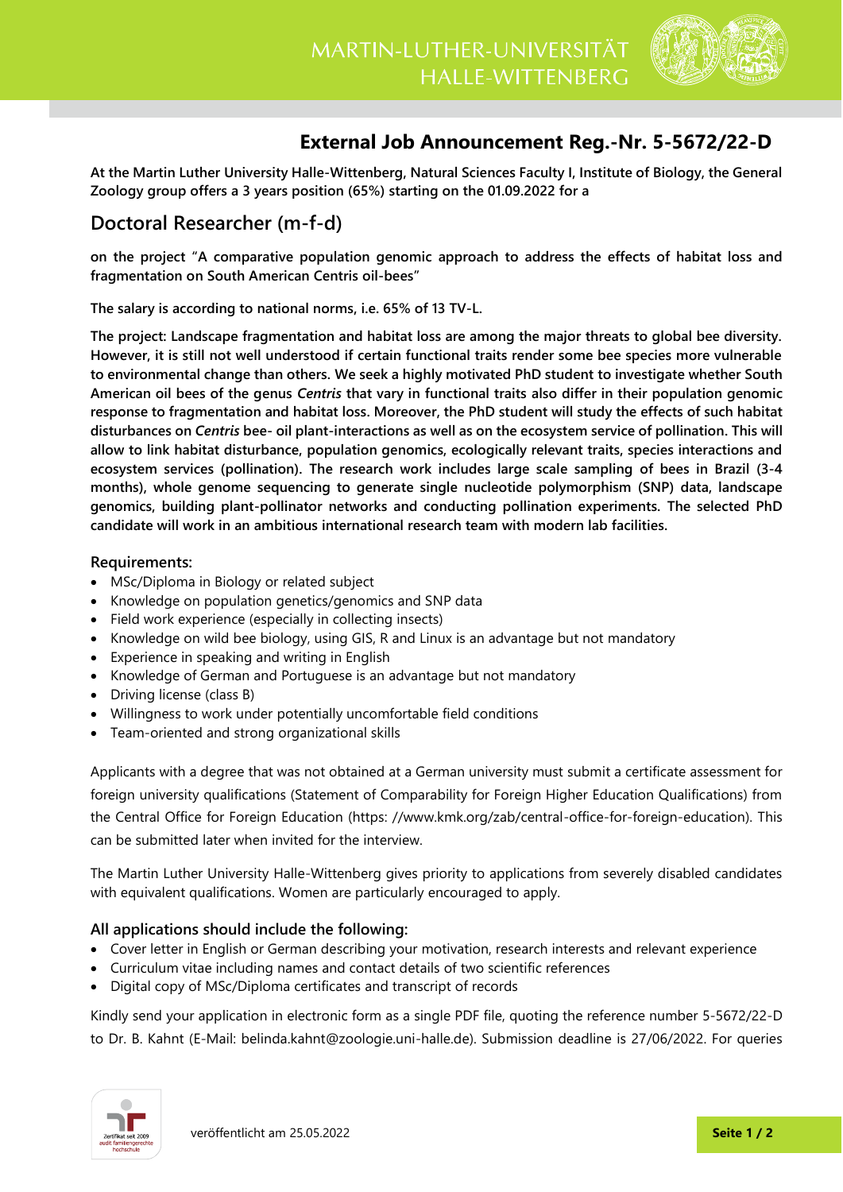# External Job Announcement Reg.-Nr. 5-5672/22-D

**At the Martin Luther University Halle-Wittenberg, Natural Sciences Faculty I, Institute of Biology, the General Zoology group offers a 3 years position (65%) starting on the 01.09.2022 for a**

## Doctoral Researcher (m-f-d)

**on the project "A comparative population genomic approach to address the effects of habitat loss and fragmentation on South American Centris oil-bees"**

**The salary is according to national norms, i.e. 65% of 13 TV-L.**

**The project: Landscape fragmentation and habitat loss are among the major threats to global bee diversity. However, it is still not well understood if certain functional traits render some bee species more vulnerable to environmental change than others. We seek a highly motivated PhD student to investigate whether South American oil bees of the genus *Centris* that vary in functional traits also differ in their population genomic response to fragmentation and habitat loss. Moreover, the PhD student will study the effects of such habitat disturbances on *Centris* bee- oil plant-interactions as well as on the ecosystem service of pollination. This will allow to link habitat disturbance, population genomics, ecologically relevant traits, species interactions and ecosystem services (pollination). The research work includes large scale sampling of bees in Brazil (3-4 months), whole genome sequencing to generate single nucleotide polymorphism (SNP) data, landscape genomics, building plant-pollinator networks and conducting pollination experiments. The selected PhD candidate will work in an ambitious international research team with modern lab facilities.**

### Requirements:

- MSc/Diploma in Biology or related subject
- Knowledge on population genetics/genomics and SNP data
- Field work experience (especially in collecting insects)
- Knowledge on wild bee biology, using GIS, R and Linux is an advantage but not mandatory
- Experience in speaking and writing in English
- Knowledge of German and Portuguese is an advantage but not mandatory
- Driving license (class B)
- Willingness to work under potentially uncomfortable field conditions
- Team-oriented and strong organizational skills

Applicants with a degree that was not obtained at a German university must submit a certificate assessment for foreign university qualifications (Statement of Comparability for Foreign Higher Education Qualifications) from the Central Office for Foreign Education (https: //www.kmk.org/zab/central-office-for-foreign-education). This can be submitted later when invited for the interview.

The Martin Luther University Halle-Wittenberg gives priority to applications from severely disabled candidates with equivalent qualifications. Women are particularly encouraged to apply.

### All applications should include the following:

- Cover letter in English or German describing your motivation, research interests and relevant experience
- Curriculum vitae including names and contact details of two scientific references
- Digital copy of MSc/Diploma certificates and transcript of records

Kindly send your application in electronic form as a single PDF file, quoting the reference number 5-5672/22-D to Dr. B. Kahnt (E-Mail: belinda.kahnt@zoologie.uni-halle.de). Submission deadline is 27/06/2022. For queries

veröffentlicht am 25.05.2022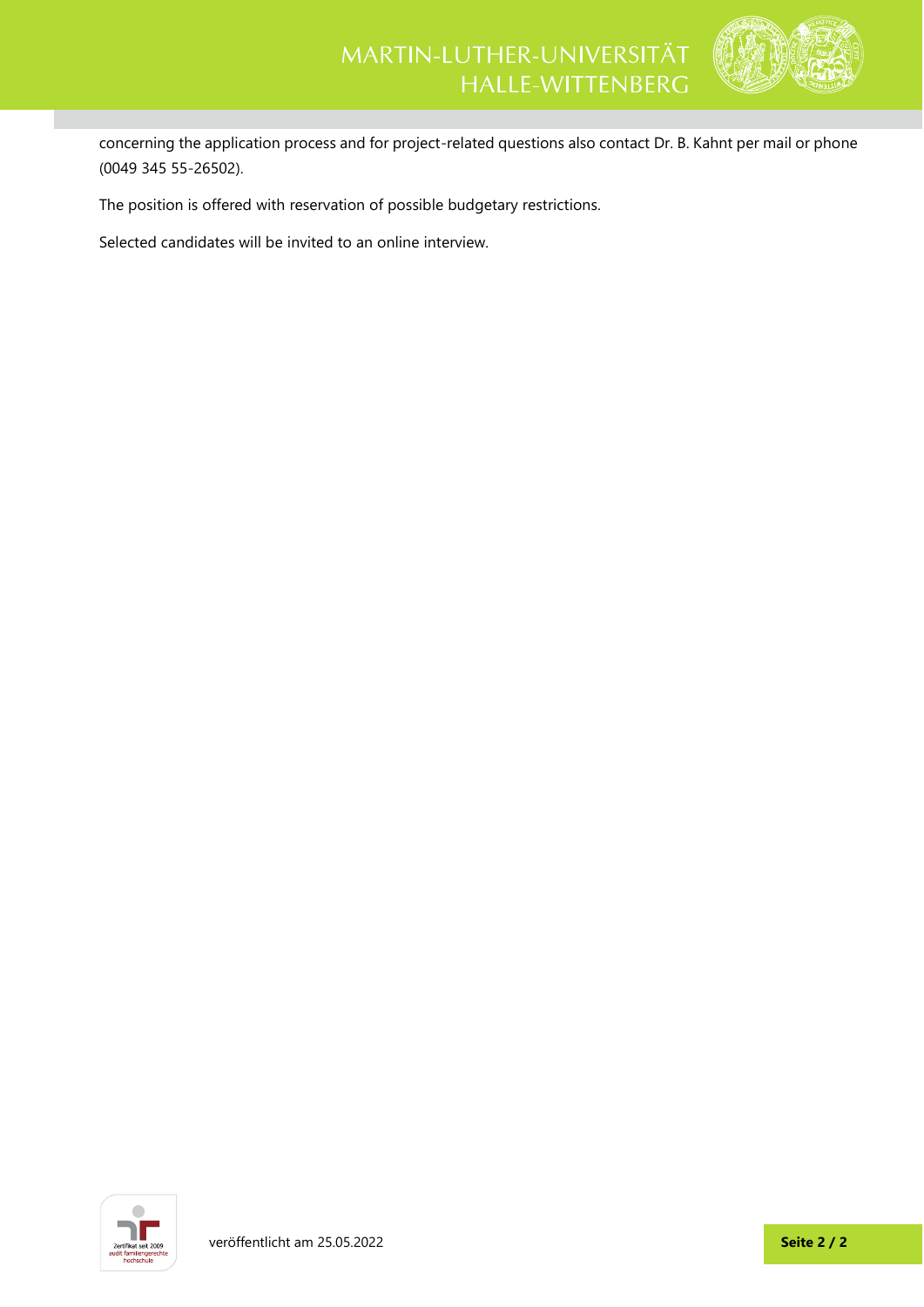concerning the application process and for project-related questions also contact Dr. B. Kahnt per mail or phone (0049 345 55-26502).

The position is offered with reservation of possible budgetary restrictions.

Selected candidates will be invited to an online interview.

veröffentlicht am 25.05.2022